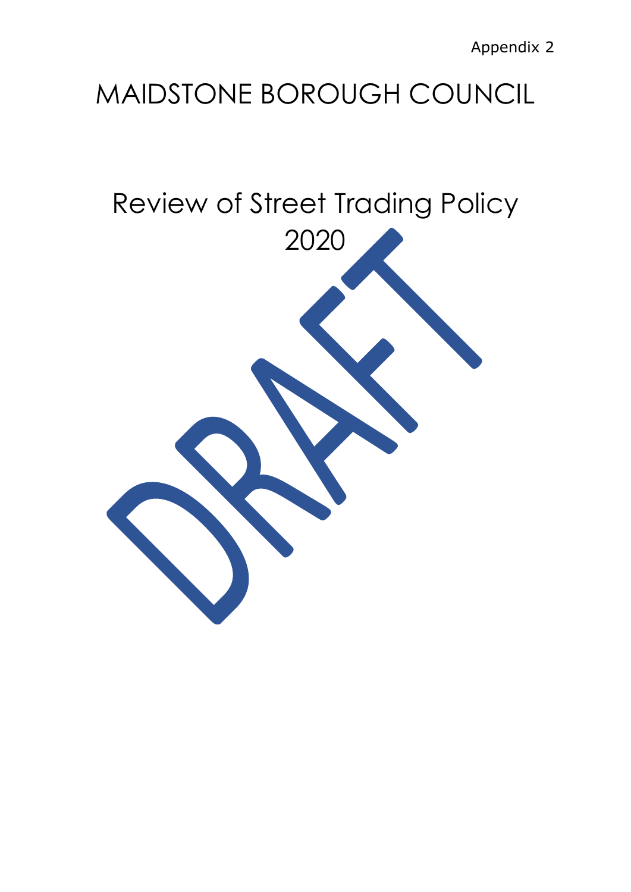Appendix 2

# MAIDSTONE BOROUGH COUNCIL

## Review of Street Trading Policy 2020

DRAFT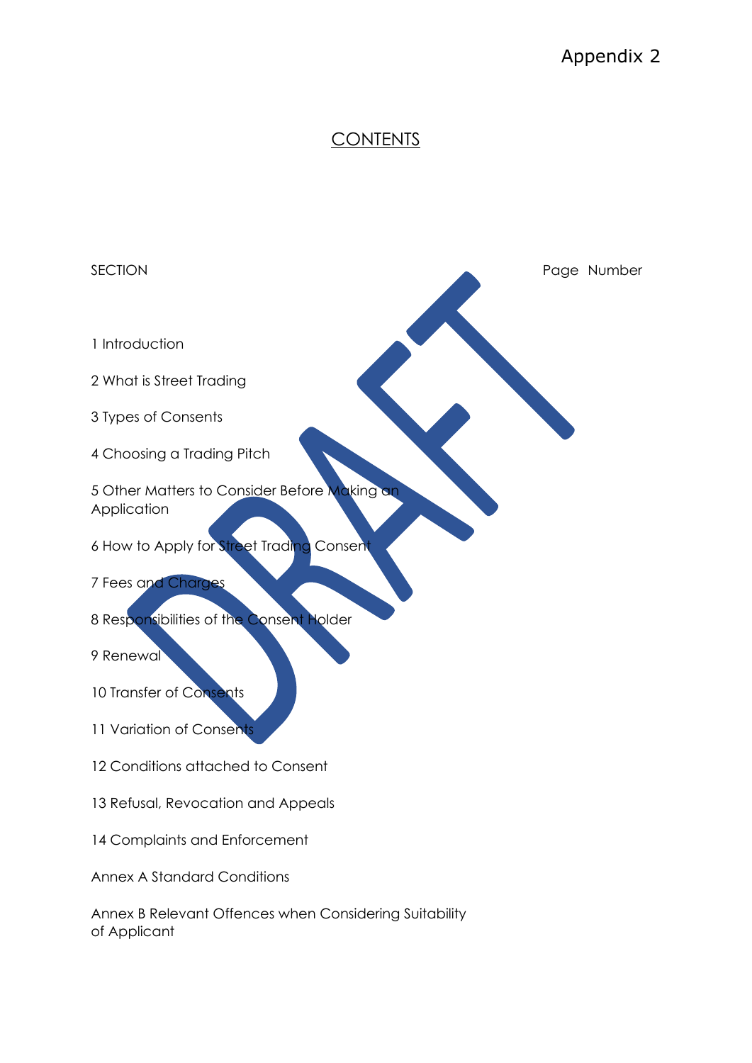Appendix 2

# CONTENTS

| SECTION | Page Number |
|---|---|
| 1 Introduction | |
| 2 What is Street Trading | |
| 3 Types of Consents | |
| 4 Choosing a Trading Pitch | |
| 5 Other Matters to Consider Before Making an Application | |
| 6 How to Apply for Street Trading Consent | |
| 7 Fees and Charges | |
| 8 Responsibilities of the Consent Holder | |
| 9 Renewal | |
| 10 Transfer of Consents | |
| 11 Variation of Consents | |
| 12 Conditions attached to Consent | |
| 13 Refusal, Revocation and Appeals | |
| 14 Complaints and Enforcement | |
| Annex A Standard Conditions | |
| Annex B Relevant Offences when Considering Suitability of Applicant | |

DRAFT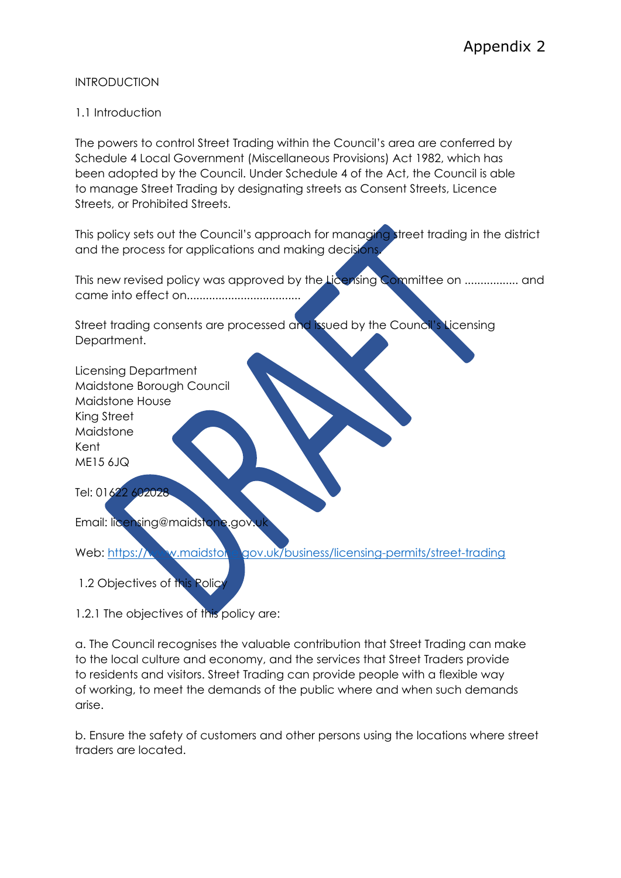Appendix 2

# INTRODUCTION

## 1.1 Introduction

The powers to control Street Trading within the Council's area are conferred by Schedule 4 Local Government (Miscellaneous Provisions) Act 1982, which has been adopted by the Council. Under Schedule 4 of the Act, the Council is able to manage Street Trading by designating streets as Consent Streets, Licence Streets, or Prohibited Streets.

This policy sets out the Council's approach for managing street trading in the district and the process for applications and making decisions.

This new revised policy was approved by the Licensing Committee on ................ and came into effect on...................................

Street trading consents are processed and issued by the Council's Licensing Department.

Licensing Department
Maidstone Borough Council
Maidstone House
King Street
Maidstone
Kent
ME15 6JQ

Tel: 01622 602028

Email: licensing@maidstone.gov.uk

Web: https://www.maidstone.gov.uk/business/licensing-permits/street-trading

## 1.2 Objectives of this Policy

1.2.1 The objectives of this policy are:

a. The Council recognises the valuable contribution that Street Trading can make to the local culture and economy, and the services that Street Traders provide to residents and visitors. Street Trading can provide people with a flexible way of working, to meet the demands of the public where and when such demands arise.

b. Ensure the safety of customers and other persons using the locations where street traders are located.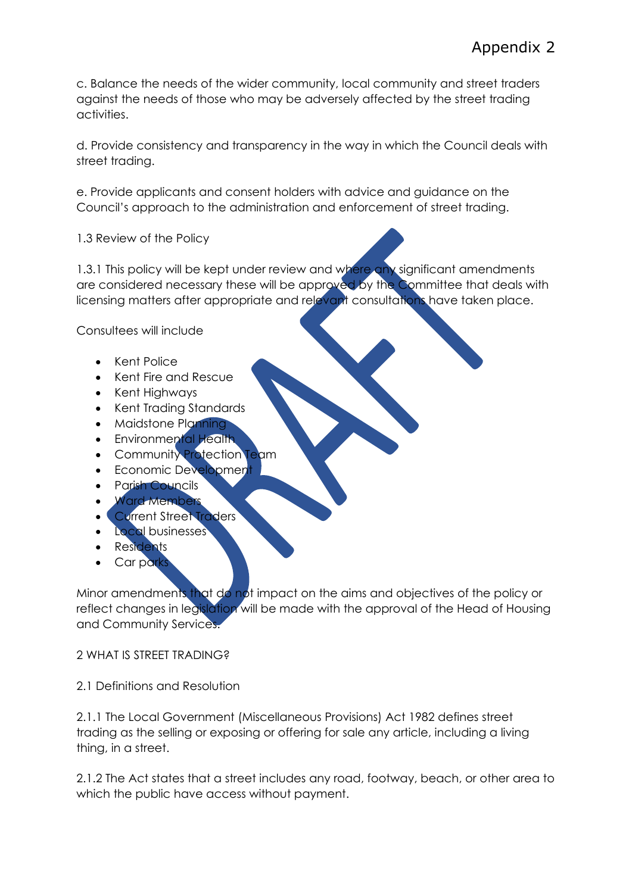c. Balance the needs of the wider community, local community and street traders against the needs of those who may be adversely affected by the street trading activities.

d. Provide consistency and transparency in the way in which the Council deals with street trading.

e. Provide applicants and consent holders with advice and guidance on the Council's approach to the administration and enforcement of street trading.

### 1.3 Review of the Policy

1.3.1 This policy will be kept under review and where any significant amendments are considered necessary these will be approved by the Committee that deals with licensing matters after appropriate and relevant consultations have taken place.

Consultees will include

- Kent Police
- Kent Fire and Rescue
- Kent Highways
- Kent Trading Standards
- Maidstone Planning
- Environmental Health
- Community Protection Team
- Economic Development
- Parish Councils
- Ward Members
- Current Street Traders
- Local businesses
- Residents
- Car parks

Minor amendments that do not impact on the aims and objectives of the policy or reflect changes in legislation will be made with the approval of the Head of Housing and Community Services.

## 2 WHAT IS STREET TRADING?

### 2.1 Definitions and Resolution

2.1.1 The Local Government (Miscellaneous Provisions) Act 1982 defines street trading as the selling or exposing or offering for sale any article, including a living thing, in a street.

2.1.2 The Act states that a street includes any road, footway, beach, or other area to which the public have access without payment.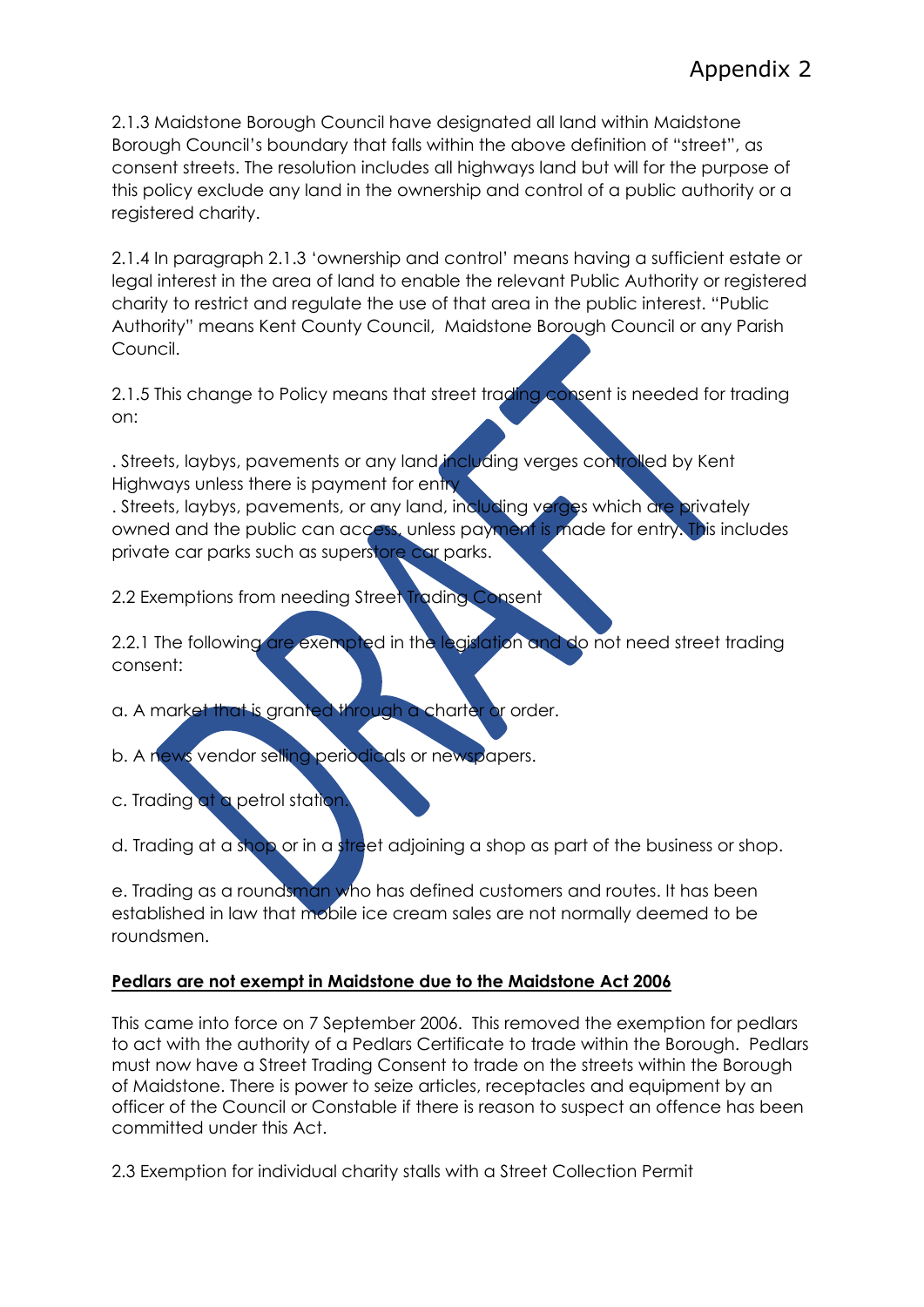2.1.3 Maidstone Borough Council have designated all land within Maidstone Borough Council's boundary that falls within the above definition of "street", as consent streets. The resolution includes all highways land but will for the purpose of this policy exclude any land in the ownership and control of a public authority or a registered charity.

2.1.4 In paragraph 2.1.3 'ownership and control' means having a sufficient estate or legal interest in the area of land to enable the relevant Public Authority or registered charity to restrict and regulate the use of that area in the public interest. "Public Authority" means Kent County Council, Maidstone Borough Council or any Parish Council.

2.1.5 This change to Policy means that street trading consent is needed for trading on:

. Streets, laybys, pavements or any land including verges controlled by Kent Highways unless there is payment for entry
. Streets, laybys, pavements, or any land, including verges which are privately owned and the public can access, unless payment is made for entry. This includes private car parks such as superstore car parks.

2.2 Exemptions from needing Street Trading Consent

2.2.1 The following are exempted in the legislation and do not need street trading consent:

a. A market that is granted through a charter or order.

b. A news vendor selling periodicals or newspapers.

c. Trading at a petrol station.

d. Trading at a shop or in a street adjoining a shop as part of the business or shop.

e. Trading as a roundsman who has defined customers and routes. It has been established in law that mobile ice cream sales are not normally deemed to be roundsmen.

**Pedlars are not exempt in Maidstone due to the Maidstone Act 2006**

This came into force on 7 September 2006. This removed the exemption for pedlars to act with the authority of a Pedlars Certificate to trade within the Borough. Pedlars must now have a Street Trading Consent to trade on the streets within the Borough of Maidstone. There is power to seize articles, receptacles and equipment by an officer of the Council or Constable if there is reason to suspect an offence has been committed under this Act.

2.3 Exemption for individual charity stalls with a Street Collection Permit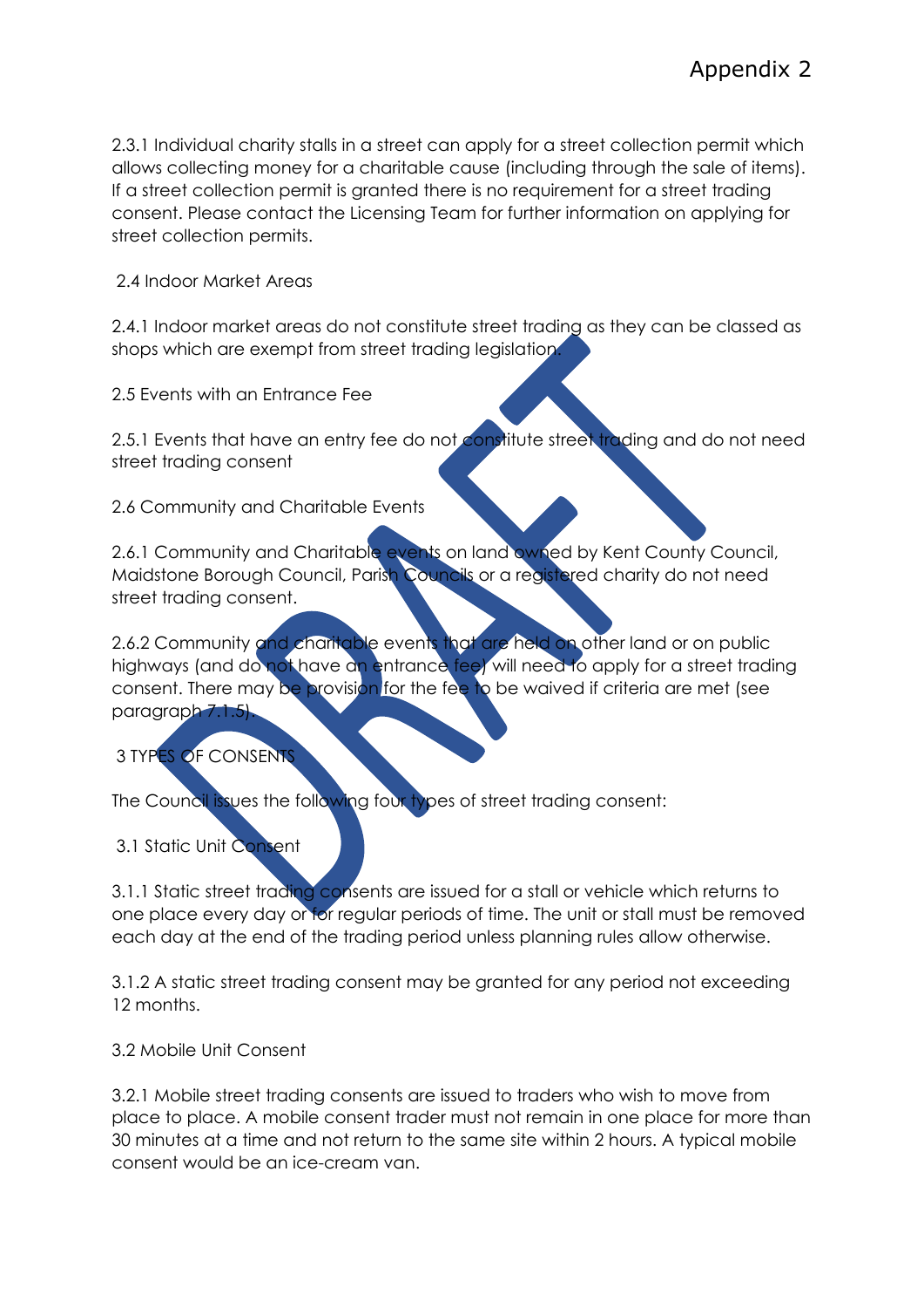2.3.1 Individual charity stalls in a street can apply for a street collection permit which allows collecting money for a charitable cause (including through the sale of items). If a street collection permit is granted there is no requirement for a street trading consent. Please contact the Licensing Team for further information on applying for street collection permits.

## 2.4 Indoor Market Areas

2.4.1 Indoor market areas do not constitute street trading as they can be classed as shops which are exempt from street trading legislation.

## 2.5 Events with an Entrance Fee

2.5.1 Events that have an entry fee do not constitute street trading and do not need street trading consent

## 2.6 Community and Charitable Events

2.6.1 Community and Charitable events on land owned by Kent County Council, Maidstone Borough Council, Parish Councils or a registered charity do not need street trading consent.

2.6.2 Community and charitable events that are held on other land or on public highways (and do not have an entrance fee) will need to apply for a street trading consent. There may be provision for the fee to be waived if criteria are met (see paragraph 7.1.5).

# 3 TYPES OF CONSENTS

The Council issues the following four types of street trading consent:

## 3.1 Static Unit Consent

3.1.1 Static street trading consents are issued for a stall or vehicle which returns to one place every day or for regular periods of time. The unit or stall must be removed each day at the end of the trading period unless planning rules allow otherwise.

3.1.2 A static street trading consent may be granted for any period not exceeding 12 months.

## 3.2 Mobile Unit Consent

3.2.1 Mobile street trading consents are issued to traders who wish to move from place to place. A mobile consent trader must not remain in one place for more than 30 minutes at a time and not return to the same site within 2 hours. A typical mobile consent would be an ice-cream van.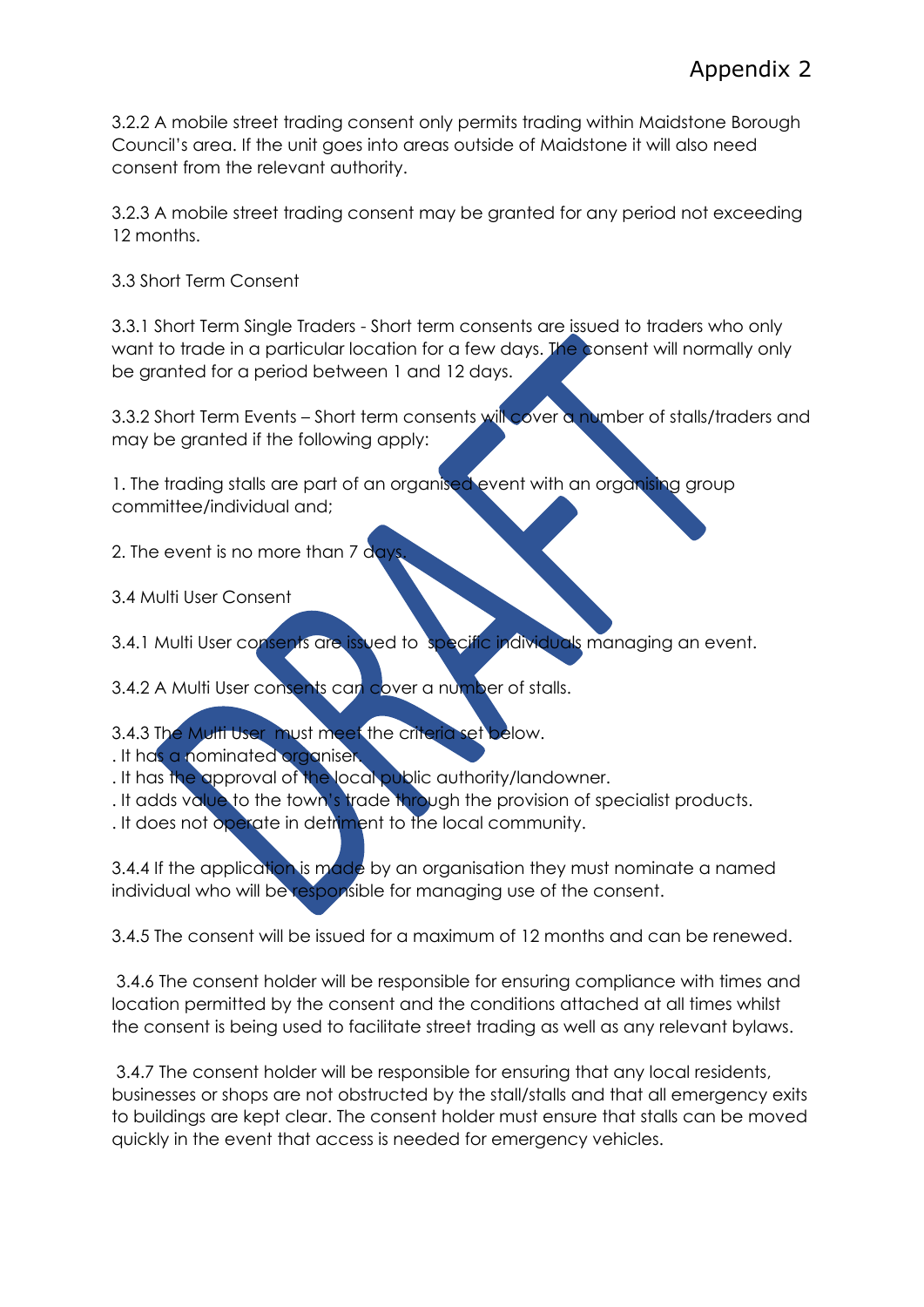3.2.2 A mobile street trading consent only permits trading within Maidstone Borough Council's area. If the unit goes into areas outside of Maidstone it will also need consent from the relevant authority.

3.2.3 A mobile street trading consent may be granted for any period not exceeding 12 months.

3.3 Short Term Consent

3.3.1 Short Term Single Traders - Short term consents are issued to traders who only want to trade in a particular location for a few days. The consent will normally only be granted for a period between 1 and 12 days.

3.3.2 Short Term Events – Short term consents will cover a number of stalls/traders and may be granted if the following apply:

1. The trading stalls are part of an organised event with an organising group committee/individual and;

2. The event is no more than 7 days.

3.4 Multi User Consent

3.4.1 Multi User consents are issued to specific individuals managing an event.

3.4.2 A Multi User consents can cover a number of stalls.

3.4.3 The Multi User must meet the criteria set below.
. It has a nominated organiser.
. It has the approval of the local public authority/landowner.
. It adds value to the town's trade through the provision of specialist products.
. It does not operate in detriment to the local community.

3.4.4 If the application is made by an organisation they must nominate a named individual who will be responsible for managing use of the consent.

3.4.5 The consent will be issued for a maximum of 12 months and can be renewed.

3.4.6 The consent holder will be responsible for ensuring compliance with times and location permitted by the consent and the conditions attached at all times whilst the consent is being used to facilitate street trading as well as any relevant bylaws.

3.4.7 The consent holder will be responsible for ensuring that any local residents, businesses or shops are not obstructed by the stall/stalls and that all emergency exits to buildings are kept clear. The consent holder must ensure that stalls can be moved quickly in the event that access is needed for emergency vehicles.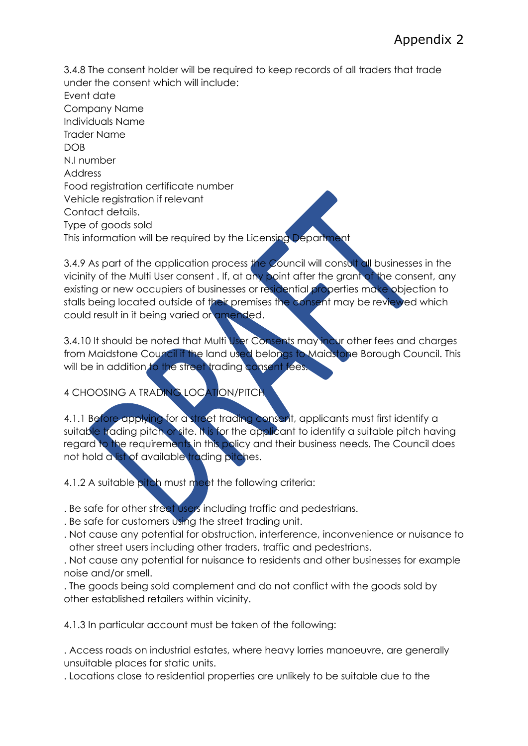3.4.8 The consent holder will be required to keep records of all traders that trade under the consent which will include:

Event date
Company Name
Individuals Name
Trader Name
DOB
N.I number
Address
Food registration certificate number
Vehicle registration if relevant
Contact details.
Type of goods sold
This information will be required by the Licensing Department

3.4.9 As part of the application process the Council will consult all businesses in the vicinity of the Multi User consent . If, at any point after the grant of the consent, any existing or new occupiers of businesses or residential properties make objection to stalls being located outside of their premises the consent may be reviewed which could result in it being varied or amended.

3.4.10 It should be noted that Multi User Consents may incur other fees and charges from Maidstone Council if the land used belongs to Maidstone Borough Council. This will be in addition to the street trading consent fees.

## 4 CHOOSING A TRADING LOCATION/PITCH

4.1.1 Before applying for a street trading consent, applicants must first identify a suitable trading pitch or site. It is for the applicant to identify a suitable pitch having regard to the requirements in this policy and their business needs. The Council does not hold a list of available trading pitches.

4.1.2 A suitable pitch must meet the following criteria:

. Be safe for other street users including traffic and pedestrians.
. Be safe for customers using the street trading unit.
. Not cause any potential for obstruction, interference, inconvenience or nuisance to other street users including other traders, traffic and pedestrians.
. Not cause any potential for nuisance to residents and other businesses for example noise and/or smell.
. The goods being sold complement and do not conflict with the goods sold by other established retailers within vicinity.

4.1.3 In particular account must be taken of the following:

. Access roads on industrial estates, where heavy lorries manoeuvre, are generally unsuitable places for static units.
. Locations close to residential properties are unlikely to be suitable due to the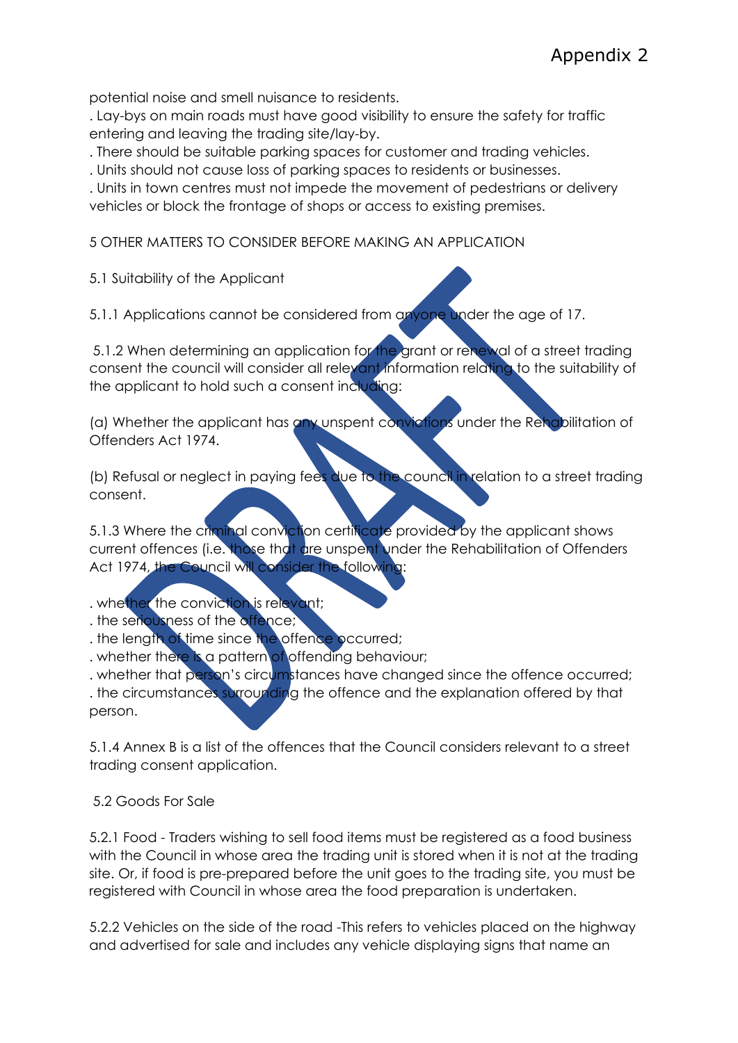potential noise and smell nuisance to residents.

- Lay-bys on main roads must have good visibility to ensure the safety for traffic entering and leaving the trading site/lay-by.
- There should be suitable parking spaces for customer and trading vehicles.
- Units should not cause loss of parking spaces to residents or businesses.
- Units in town centres must not impede the movement of pedestrians or delivery vehicles or block the frontage of shops or access to existing premises.

## 5 OTHER MATTERS TO CONSIDER BEFORE MAKING AN APPLICATION

### 5.1 Suitability of the Applicant

5.1.1 Applications cannot be considered from anyone under the age of 17.

5.1.2 When determining an application for the grant or renewal of a street trading consent the council will consider all relevant information relating to the suitability of the applicant to hold such a consent including:

(a) Whether the applicant has any unspent convictions under the Rehabilitation of Offenders Act 1974.

(b) Refusal or neglect in paying fees due to the council in relation to a street trading consent.

5.1.3 Where the criminal conviction certificate provided by the applicant shows current offences (i.e. those that are unspent under the Rehabilitation of Offenders Act 1974, the Council will consider the following:

- whether the conviction is relevant;
- the seriousness of the offence;
- the length of time since the offence occurred;
- whether there is a pattern of offending behaviour;
- whether that person's circumstances have changed since the offence occurred;
- the circumstances surrounding the offence and the explanation offered by that person.

5.1.4 Annex B is a list of the offences that the Council considers relevant to a street trading consent application.

### 5.2 Goods For Sale

5.2.1 Food - Traders wishing to sell food items must be registered as a food business with the Council in whose area the trading unit is stored when it is not at the trading site. Or, if food is pre-prepared before the unit goes to the trading site, you must be registered with Council in whose area the food preparation is undertaken.

5.2.2 Vehicles on the side of the road -This refers to vehicles placed on the highway and advertised for sale and includes any vehicle displaying signs that name an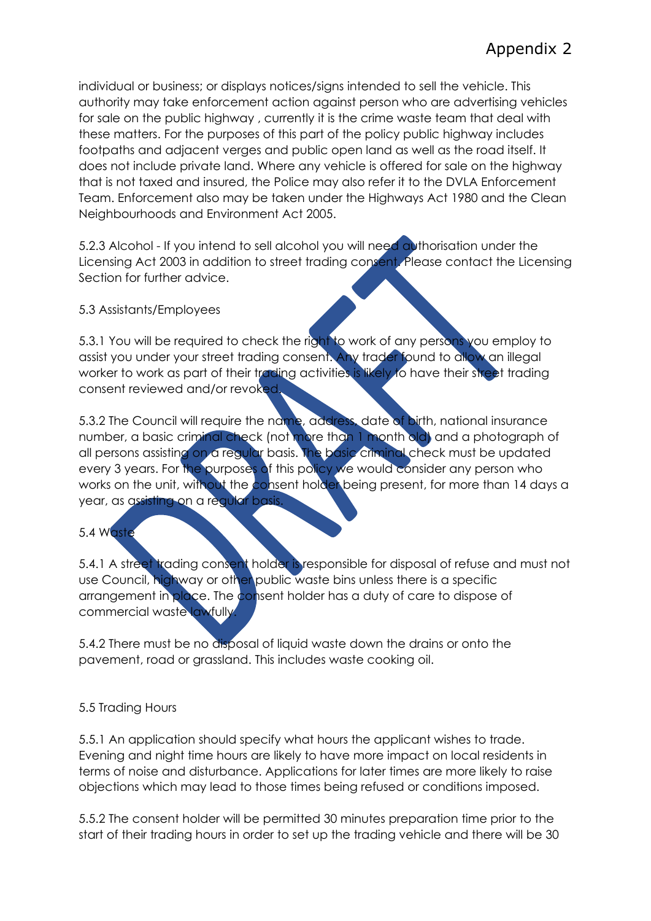individual or business; or displays notices/signs intended to sell the vehicle. This authority may take enforcement action against person who are advertising vehicles for sale on the public highway , currently it is the crime waste team that deal with these matters. For the purposes of this part of the policy public highway includes footpaths and adjacent verges and public open land as well as the road itself. It does not include private land. Where any vehicle is offered for sale on the highway that is not taxed and insured, the Police may also refer it to the DVLA Enforcement Team. Enforcement also may be taken under the Highways Act 1980 and the Clean Neighbourhoods and Environment Act 2005.

5.2.3 Alcohol - If you intend to sell alcohol you will need authorisation under the Licensing Act 2003 in addition to street trading consent. Please contact the Licensing Section for further advice.

5.3 Assistants/Employees

5.3.1 You will be required to check the right to work of any persons you employ to assist you under your street trading consent. Any trader found to allow an illegal worker to work as part of their trading activities is likely to have their street trading consent reviewed and/or revoked.

5.3.2 The Council will require the name, address, date of birth, national insurance number, a basic criminal check (not more than 1 month old) and a photograph of all persons assisting on a regular basis. The basic criminal check must be updated every 3 years. For the purposes of this policy we would consider any person who works on the unit, without the consent holder being present, for more than 14 days a year, as assisting on a regular basis.

5.4 Waste

5.4.1 A street trading consent holder is responsible for disposal of refuse and must not use Council, highway or other public waste bins unless there is a specific arrangement in place. The consent holder has a duty of care to dispose of commercial waste lawfully.

5.4.2 There must be no disposal of liquid waste down the drains or onto the pavement, road or grassland. This includes waste cooking oil.

5.5 Trading Hours

5.5.1 An application should specify what hours the applicant wishes to trade. Evening and night time hours are likely to have more impact on local residents in terms of noise and disturbance. Applications for later times are more likely to raise objections which may lead to those times being refused or conditions imposed.

5.5.2 The consent holder will be permitted 30 minutes preparation time prior to the start of their trading hours in order to set up the trading vehicle and there will be 30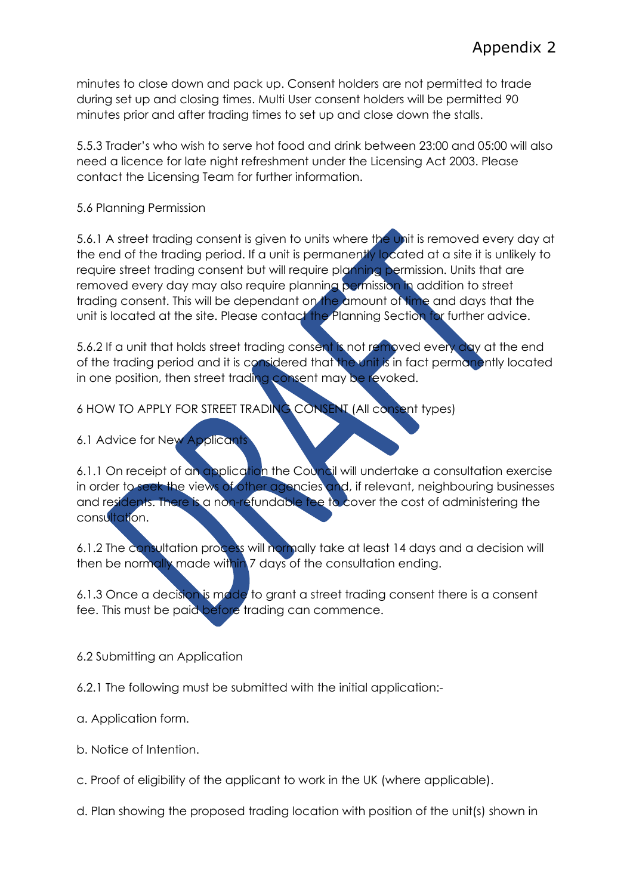minutes to close down and pack up. Consent holders are not permitted to trade during set up and closing times. Multi User consent holders will be permitted 90 minutes prior and after trading times to set up and close down the stalls.

5.5.3 Trader's who wish to serve hot food and drink between 23:00 and 05:00 will also need a licence for late night refreshment under the Licensing Act 2003. Please contact the Licensing Team for further information.

5.6 Planning Permission

5.6.1 A street trading consent is given to units where the unit is removed every day at the end of the trading period. If a unit is permanently located at a site it is unlikely to require street trading consent but will require planning permission. Units that are removed every day may also require planning permission in addition to street trading consent. This will be dependant on the amount of time and days that the unit is located at the site. Please contact the Planning Section for further advice.

5.6.2 If a unit that holds street trading consent is not removed every day at the end of the trading period and it is considered that the unit is in fact permanently located in one position, then street trading consent may be revoked.

6 HOW TO APPLY FOR STREET TRADING CONSENT (All consent types)

6.1 Advice for New Applicants

6.1.1 On receipt of an application the Council will undertake a consultation exercise in order to seek the views of other agencies and, if relevant, neighbouring businesses and residents. There is a non-refundable fee to cover the cost of administering the consultation.

6.1.2 The consultation process will normally take at least 14 days and a decision will then be normally made within 7 days of the consultation ending.

6.1.3 Once a decision is made to grant a street trading consent there is a consent fee. This must be paid before trading can commence.

6.2 Submitting an Application

6.2.1 The following must be submitted with the initial application:-

a. Application form.

b. Notice of Intention.

c. Proof of eligibility of the applicant to work in the UK (where applicable).

d. Plan showing the proposed trading location with position of the unit(s) shown in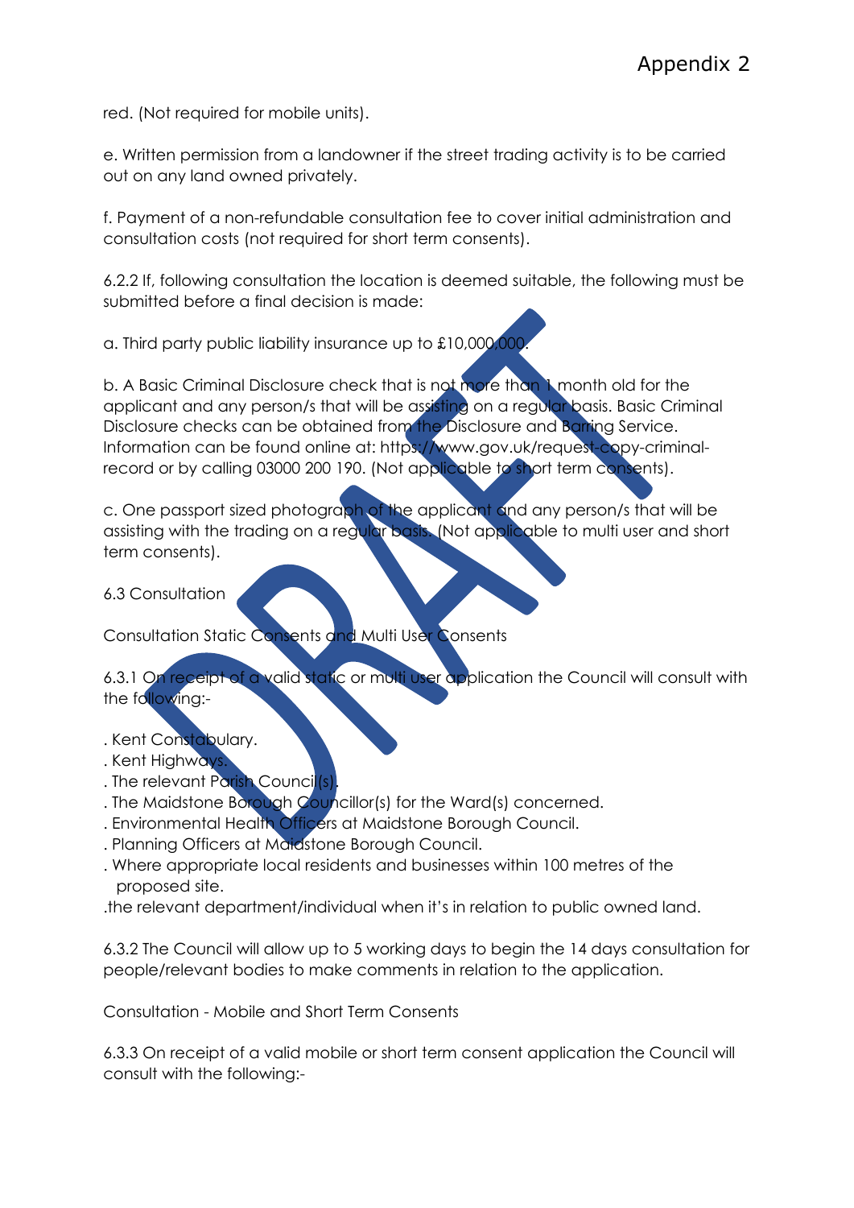red. (Not required for mobile units).

e. Written permission from a landowner if the street trading activity is to be carried out on any land owned privately.

f. Payment of a non-refundable consultation fee to cover initial administration and consultation costs (not required for short term consents).

6.2.2 If, following consultation the location is deemed suitable, the following must be submitted before a final decision is made:

a. Third party public liability insurance up to £10,000,000.

b. A Basic Criminal Disclosure check that is not more than 1 month old for the applicant and any person/s that will be assisting on a regular basis. Basic Criminal Disclosure checks can be obtained from the Disclosure and Barring Service. Information can be found online at: https://www.gov.uk/request-copy-criminal-record or by calling 03000 200 190. (Not applicable to short term consents).

c. One passport sized photograph of the applicant and any person/s that will be assisting with the trading on a regular basis. (Not applicable to multi user and short term consents).

6.3 Consultation

Consultation Static Consents and Multi User Consents

6.3.1 On receipt of a valid static or multi user application the Council will consult with the following:-

. Kent Constabulary.
. Kent Highways.
. The relevant Parish Council(s).
. The Maidstone Borough Councillor(s) for the Ward(s) concerned.
. Environmental Health Officers at Maidstone Borough Council.
. Planning Officers at Maidstone Borough Council.
. Where appropriate local residents and businesses within 100 metres of the proposed site.
.the relevant department/individual when it's in relation to public owned land.

6.3.2 The Council will allow up to 5 working days to begin the 14 days consultation for people/relevant bodies to make comments in relation to the application.

Consultation - Mobile and Short Term Consents

6.3.3 On receipt of a valid mobile or short term consent application the Council will consult with the following:-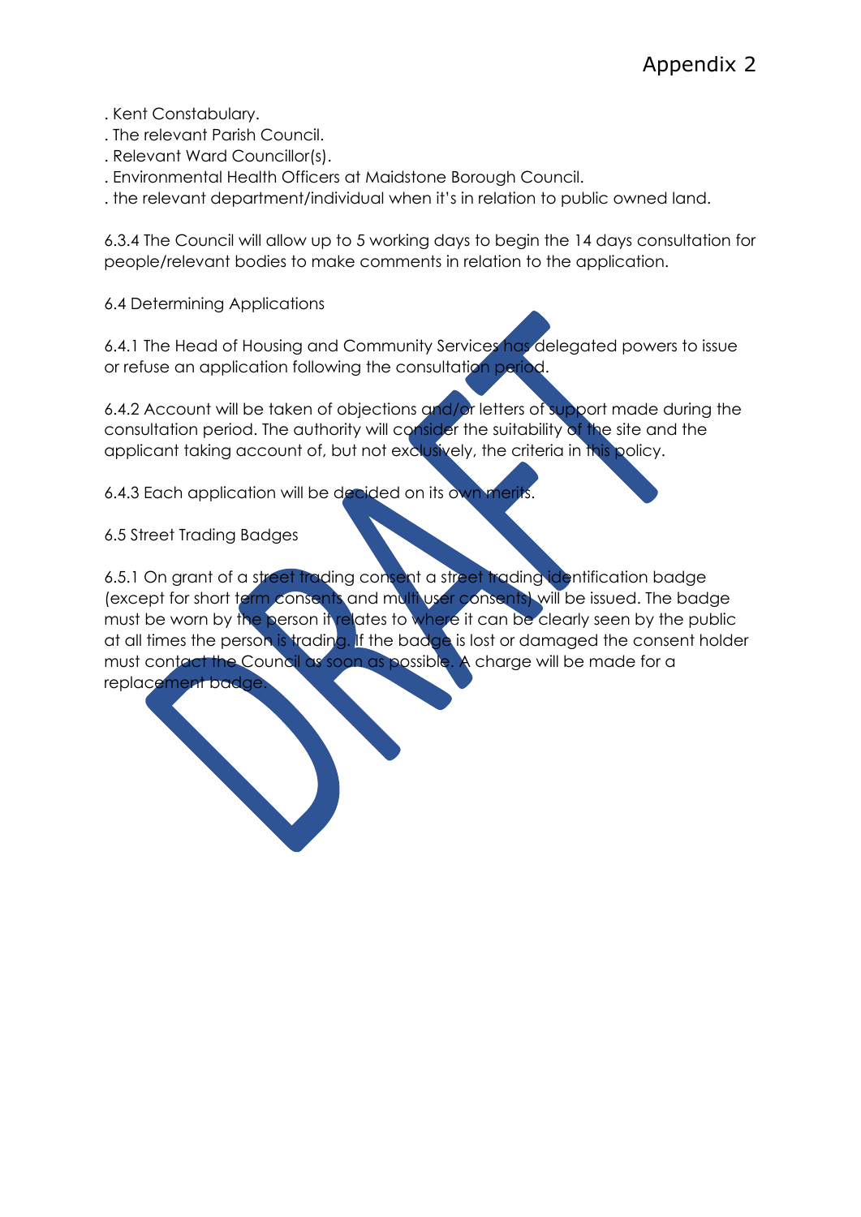. Kent Constabulary.
. The relevant Parish Council.
. Relevant Ward Councillor(s).
. Environmental Health Officers at Maidstone Borough Council.
. the relevant department/individual when it's in relation to public owned land.

6.3.4 The Council will allow up to 5 working days to begin the 14 days consultation for people/relevant bodies to make comments in relation to the application.

6.4 Determining Applications

6.4.1 The Head of Housing and Community Services has delegated powers to issue or refuse an application following the consultation period.

6.4.2 Account will be taken of objections and/or letters of support made during the consultation period. The authority will consider the suitability of the site and the applicant taking account of, but not exclusively, the criteria in this policy.

6.4.3 Each application will be decided on its own merits.

6.5 Street Trading Badges

6.5.1 On grant of a street trading consent a street trading identification badge (except for short term consents and multi user consents) will be issued. The badge must be worn by the person it relates to where it can be clearly seen by the public at all times the person is trading. If the badge is lost or damaged the consent holder must contact the Council as soon as possible. A charge will be made for a replacement badge.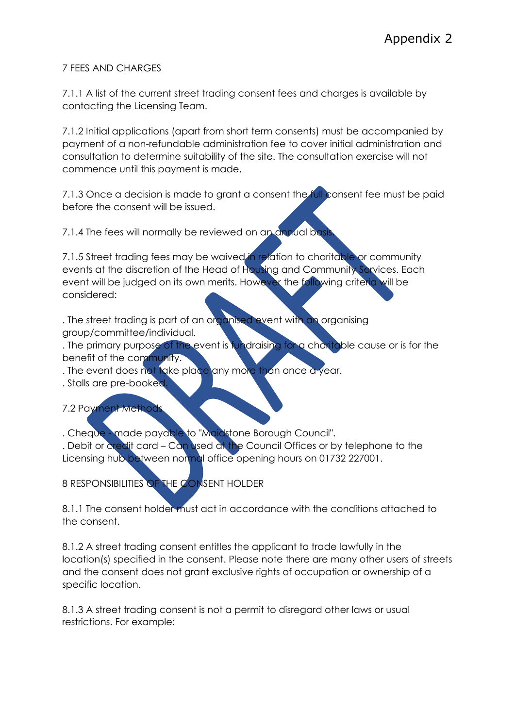Appendix 2

## 7 FEES AND CHARGES

7.1.1 A list of the current street trading consent fees and charges is available by contacting the Licensing Team.

7.1.2 Initial applications (apart from short term consents) must be accompanied by payment of a non-refundable administration fee to cover initial administration and consultation to determine suitability of the site. The consultation exercise will not commence until this payment is made.

7.1.3 Once a decision is made to grant a consent the full consent fee must be paid before the consent will be issued.

7.1.4 The fees will normally be reviewed on an annual basis.

7.1.5 Street trading fees may be waived in relation to charitable or community events at the discretion of the Head of Housing and Community Services. Each event will be judged on its own merits. However the following criteria will be considered:

- The street trading is part of an organised event with an organising group/committee/individual.
- The primary purpose of the event is fundraising for a charitable cause or is for the benefit of the community.
- The event does not take place any more than once a year.
- Stalls are pre-booked.

### 7.2 Payment Methods

- Cheque - made payable to "Maidstone Borough Council".
- Debit or credit card – Can used at the Council Offices or by telephone to the Licensing hub between normal office opening hours on 01732 227001.

## 8 RESPONSIBILITIES OF THE CONSENT HOLDER

8.1.1 The consent holder must act in accordance with the conditions attached to the consent.

8.1.2 A street trading consent entitles the applicant to trade lawfully in the location(s) specified in the consent. Please note there are many other users of streets and the consent does not grant exclusive rights of occupation or ownership of a specific location.

8.1.3 A street trading consent is not a permit to disregard other laws or usual restrictions. For example: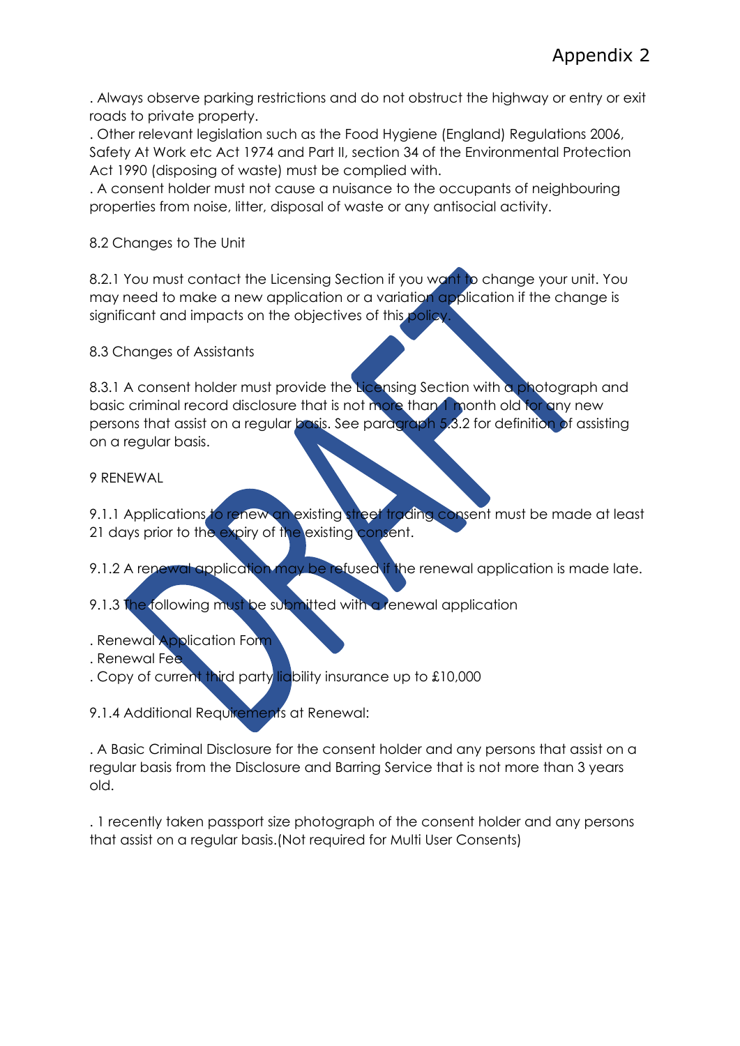. Always observe parking restrictions and do not obstruct the highway or entry or exit roads to private property.
. Other relevant legislation such as the Food Hygiene (England) Regulations 2006, Safety At Work etc Act 1974 and Part II, section 34 of the Environmental Protection Act 1990 (disposing of waste) must be complied with.
. A consent holder must not cause a nuisance to the occupants of neighbouring properties from noise, litter, disposal of waste or any antisocial activity.

8.2 Changes to The Unit

8.2.1 You must contact the Licensing Section if you want to change your unit. You may need to make a new application or a variation application if the change is significant and impacts on the objectives of this policy.

8.3 Changes of Assistants

8.3.1 A consent holder must provide the Licensing Section with a photograph and basic criminal record disclosure that is not more than 1 month old for any new persons that assist on a regular basis. See paragraph 5.3.2 for definition of assisting on a regular basis.

9 RENEWAL

9.1.1 Applications to renew an existing street trading consent must be made at least 21 days prior to the expiry of the existing consent.

9.1.2 A renewal application may be refused if the renewal application is made late.

9.1.3 The following must be submitted with a renewal application

. Renewal Application Form
. Renewal Fee
. Copy of current third party liability insurance up to £10,000

9.1.4 Additional Requirements at Renewal:

. A Basic Criminal Disclosure for the consent holder and any persons that assist on a regular basis from the Disclosure and Barring Service that is not more than 3 years old.

. 1 recently taken passport size photograph of the consent holder and any persons that assist on a regular basis.(Not required for Multi User Consents)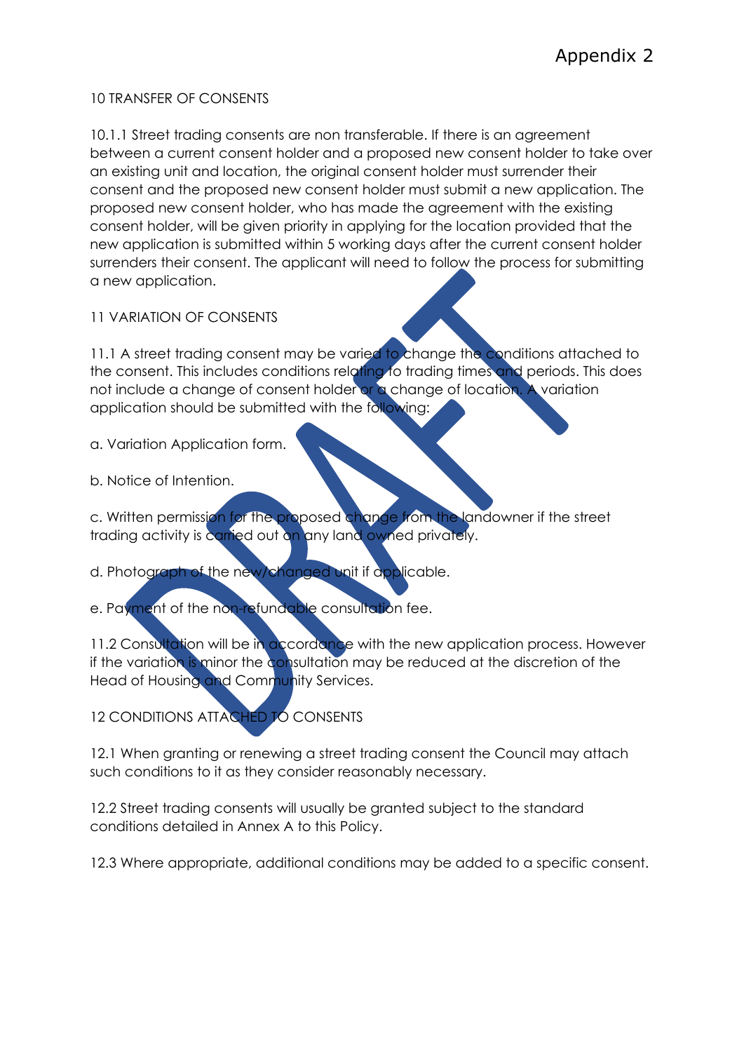Appendix 2

## 10 TRANSFER OF CONSENTS

10.1.1 Street trading consents are non transferable. If there is an agreement between a current consent holder and a proposed new consent holder to take over an existing unit and location, the original consent holder must surrender their consent and the proposed new consent holder must submit a new application. The proposed new consent holder, who has made the agreement with the existing consent holder, will be given priority in applying for the location provided that the new application is submitted within 5 working days after the current consent holder surrenders their consent. The applicant will need to follow the process for submitting a new application.

## 11 VARIATION OF CONSENTS

11.1 A street trading consent may be varied to change the conditions attached to the consent. This includes conditions relating to trading times and periods. This does not include a change of consent holder or a change of location. A variation application should be submitted with the following:

a. Variation Application form.

b. Notice of Intention.

c. Written permission for the proposed change from the landowner if the street trading activity is carried out on any land owned privately.

d. Photograph of the new/changed unit if applicable.

e. Payment of the non-refundable consultation fee.

11.2 Consultation will be in accordance with the new application process. However if the variation is minor the consultation may be reduced at the discretion of the Head of Housing and Community Services.

## 12 CONDITIONS ATTACHED TO CONSENTS

12.1 When granting or renewing a street trading consent the Council may attach such conditions to it as they consider reasonably necessary.

12.2 Street trading consents will usually be granted subject to the standard conditions detailed in Annex A to this Policy.

12.3 Where appropriate, additional conditions may be added to a specific consent.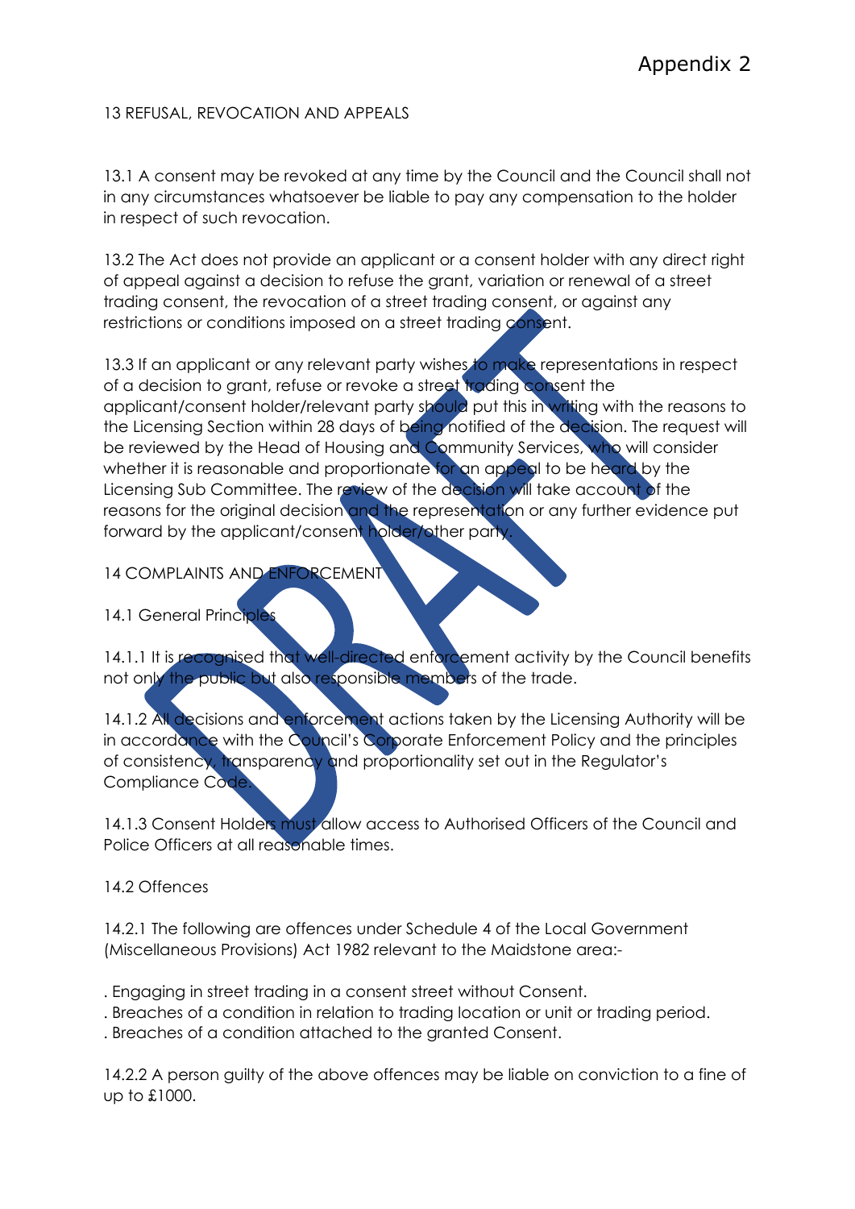Appendix 2

## 13 REFUSAL, REVOCATION AND APPEALS

13.1 A consent may be revoked at any time by the Council and the Council shall not in any circumstances whatsoever be liable to pay any compensation to the holder in respect of such revocation.

13.2 The Act does not provide an applicant or a consent holder with any direct right of appeal against a decision to refuse the grant, variation or renewal of a street trading consent, the revocation of a street trading consent, or against any restrictions or conditions imposed on a street trading consent.

13.3 If an applicant or any relevant party wishes to make representations in respect of a decision to grant, refuse or revoke a street trading consent the applicant/consent holder/relevant party should put this in writing with the reasons to the Licensing Section within 28 days of being notified of the decision. The request will be reviewed by the Head of Housing and Community Services, who will consider whether it is reasonable and proportionate for an appeal to be heard by the Licensing Sub Committee. The review of the decision will take account of the reasons for the original decision and the representation or any further evidence put forward by the applicant/consent holder/other party.

## 14 COMPLAINTS AND ENFORCEMENT

### 14.1 General Principles

14.1.1 It is recognised that well-directed enforcement activity by the Council benefits not only the public but also responsible members of the trade.

14.1.2 All decisions and enforcement actions taken by the Licensing Authority will be in accordance with the Council's Corporate Enforcement Policy and the principles of consistency, transparency and proportionality set out in the Regulator's Compliance Code.

14.1.3 Consent Holders must allow access to Authorised Officers of the Council and Police Officers at all reasonable times.

### 14.2 Offences

14.2.1 The following are offences under Schedule 4 of the Local Government (Miscellaneous Provisions) Act 1982 relevant to the Maidstone area:-

- Engaging in street trading in a consent street without Consent.
- Breaches of a condition in relation to trading location or unit or trading period.
- Breaches of a condition attached to the granted Consent.

14.2.2 A person guilty of the above offences may be liable on conviction to a fine of up to £1000.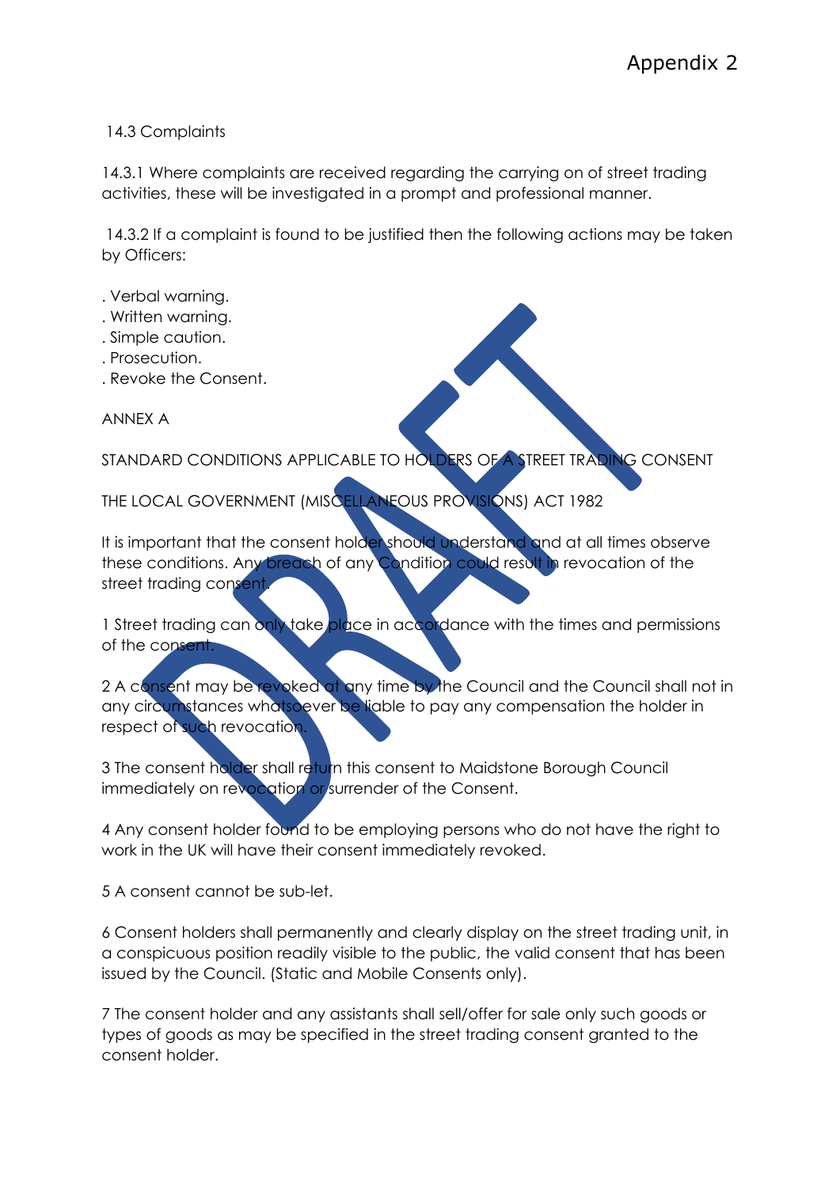14.3 Complaints

14.3.1 Where complaints are received regarding the carrying on of street trading activities, these will be investigated in a prompt and professional manner.

14.3.2 If a complaint is found to be justified then the following actions may be taken by Officers:

. Verbal warning.
. Written warning.
. Simple caution.
. Prosecution.
. Revoke the Consent.

ANNEX A

STANDARD CONDITIONS APPLICABLE TO HOLDERS OF A STREET TRADING CONSENT

THE LOCAL GOVERNMENT (MISCELLANEOUS PROVISIONS) ACT 1982

It is important that the consent holder should understand and at all times observe these conditions. Any breach of any Condition could result in revocation of the street trading consent.

1 Street trading can only take place in accordance with the times and permissions of the consent.

2 A consent may be revoked at any time by the Council and the Council shall not in any circumstances whatsoever be liable to pay any compensation the holder in respect of such revocation.

3 The consent holder shall return this consent to Maidstone Borough Council immediately on revocation or surrender of the Consent.

4 Any consent holder found to be employing persons who do not have the right to work in the UK will have their consent immediately revoked.

5 A consent cannot be sub-let.

6 Consent holders shall permanently and clearly display on the street trading unit, in a conspicuous position readily visible to the public, the valid consent that has been issued by the Council. (Static and Mobile Consents only).

7 The consent holder and any assistants shall sell/offer for sale only such goods or types of goods as may be specified in the street trading consent granted to the consent holder.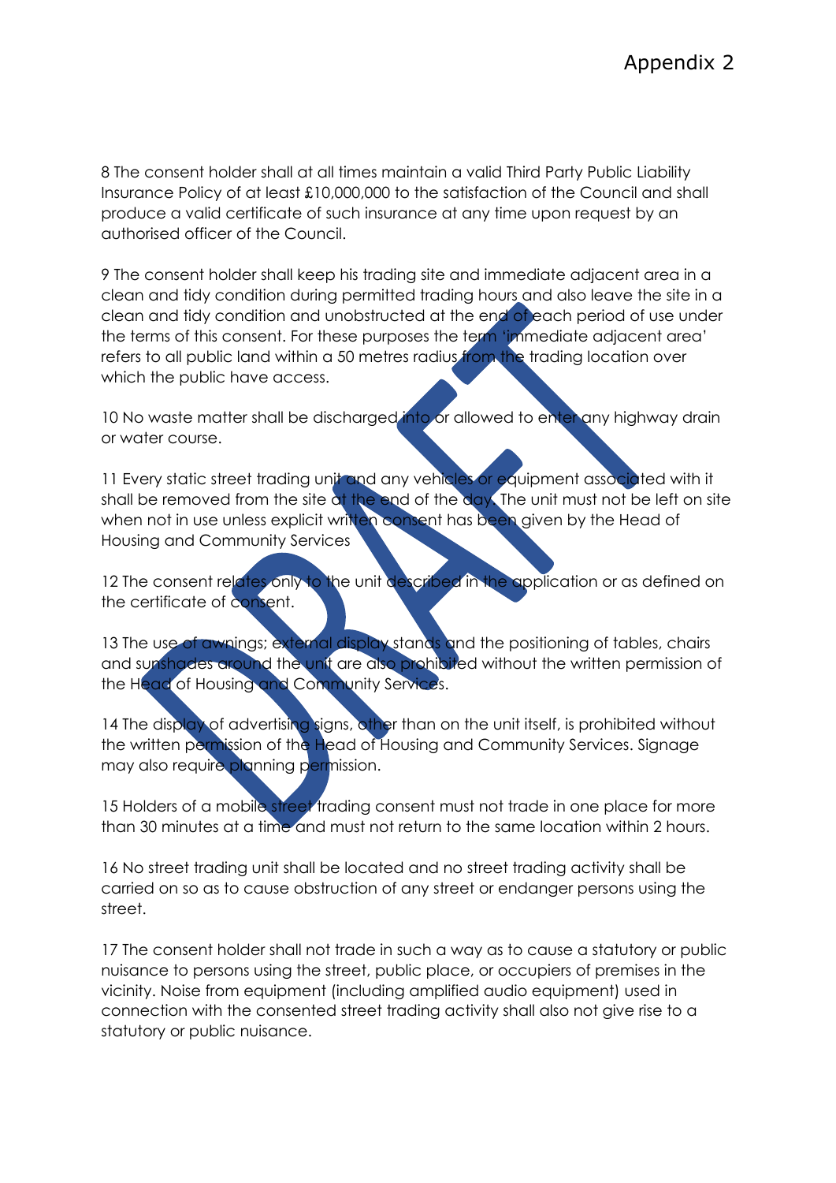Appendix 2

8 The consent holder shall at all times maintain a valid Third Party Public Liability Insurance Policy of at least £10,000,000 to the satisfaction of the Council and shall produce a valid certificate of such insurance at any time upon request by an authorised officer of the Council.

9 The consent holder shall keep his trading site and immediate adjacent area in a clean and tidy condition during permitted trading hours and also leave the site in a clean and tidy condition and unobstructed at the end of each period of use under the terms of this consent. For these purposes the term 'immediate adjacent area' refers to all public land within a 50 metres radius from the trading location over which the public have access.

10 No waste matter shall be discharged into or allowed to enter any highway drain or water course.

11 Every static street trading unit and any vehicles or equipment associated with it shall be removed from the site at the end of the day. The unit must not be left on site when not in use unless explicit written consent has been given by the Head of Housing and Community Services

12 The consent relates only to the unit described in the application or as defined on the certificate of consent.

13 The use of awnings; external display stands and the positioning of tables, chairs and sunshades around the unit are also prohibited without the written permission of the Head of Housing and Community Services.

14 The display of advertising signs, other than on the unit itself, is prohibited without the written permission of the Head of Housing and Community Services. Signage may also require planning permission.

15 Holders of a mobile street trading consent must not trade in one place for more than 30 minutes at a time and must not return to the same location within 2 hours.

16 No street trading unit shall be located and no street trading activity shall be carried on so as to cause obstruction of any street or endanger persons using the street.

17 The consent holder shall not trade in such a way as to cause a statutory or public nuisance to persons using the street, public place, or occupiers of premises in the vicinity. Noise from equipment (including amplified audio equipment) used in connection with the consented street trading activity shall also not give rise to a statutory or public nuisance.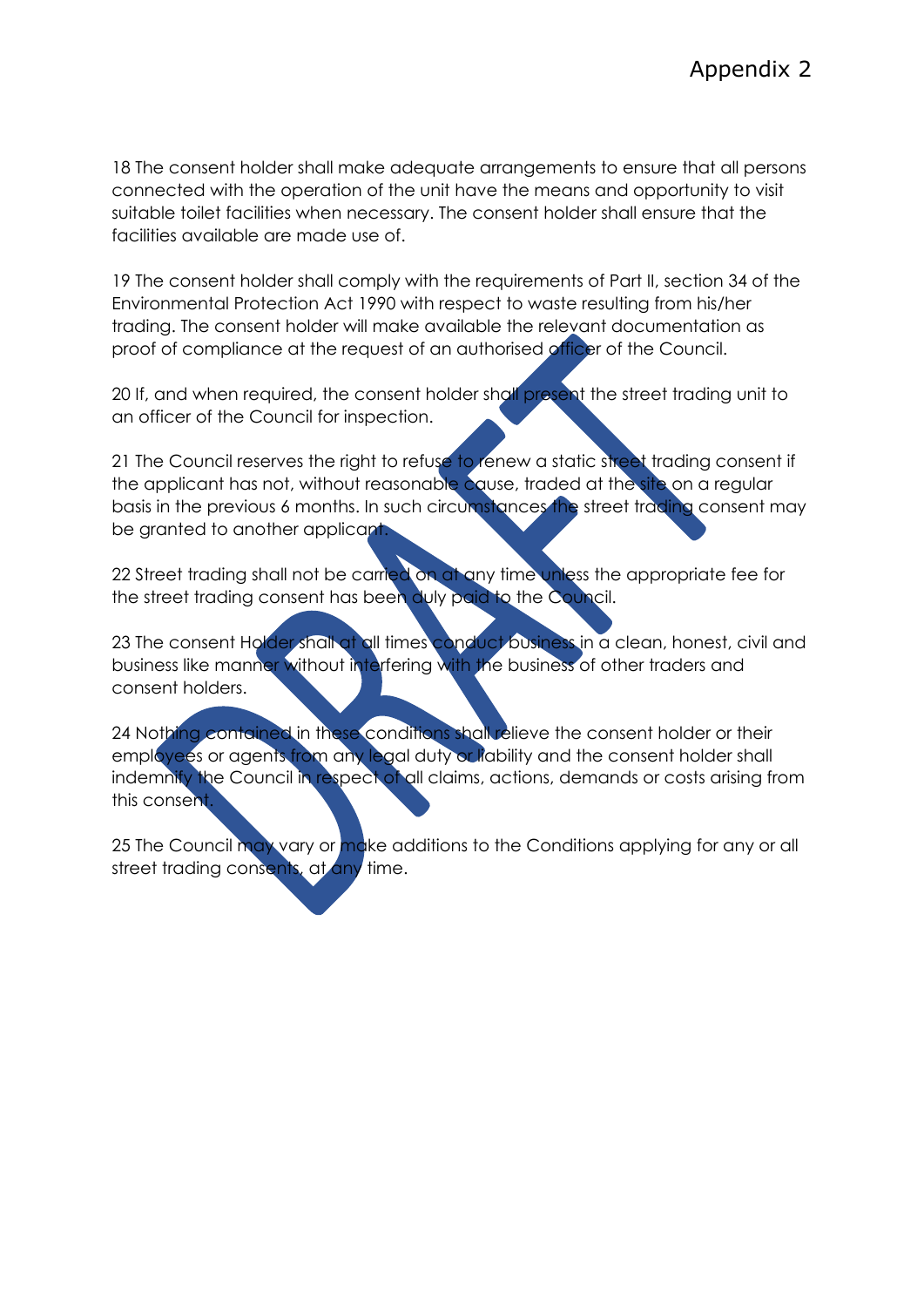Appendix 2

18 The consent holder shall make adequate arrangements to ensure that all persons connected with the operation of the unit have the means and opportunity to visit suitable toilet facilities when necessary. The consent holder shall ensure that the facilities available are made use of.

19 The consent holder shall comply with the requirements of Part II, section 34 of the Environmental Protection Act 1990 with respect to waste resulting from his/her trading. The consent holder will make available the relevant documentation as proof of compliance at the request of an authorised officer of the Council.

20 If, and when required, the consent holder shall present the street trading unit to an officer of the Council for inspection.

21 The Council reserves the right to refuse to renew a static street trading consent if the applicant has not, without reasonable cause, traded at the site on a regular basis in the previous 6 months. In such circumstances the street trading consent may be granted to another applicant.

22 Street trading shall not be carried on at any time unless the appropriate fee for the street trading consent has been duly paid to the Council.

23 The consent Holder shall at all times conduct business in a clean, honest, civil and business like manner without interfering with the business of other traders and consent holders.

24 Nothing contained in these conditions shall relieve the consent holder or their employees or agents from any legal duty or liability and the consent holder shall indemnify the Council in respect of all claims, actions, demands or costs arising from this consent.

25 The Council may vary or make additions to the Conditions applying for any or all street trading consents, at any time.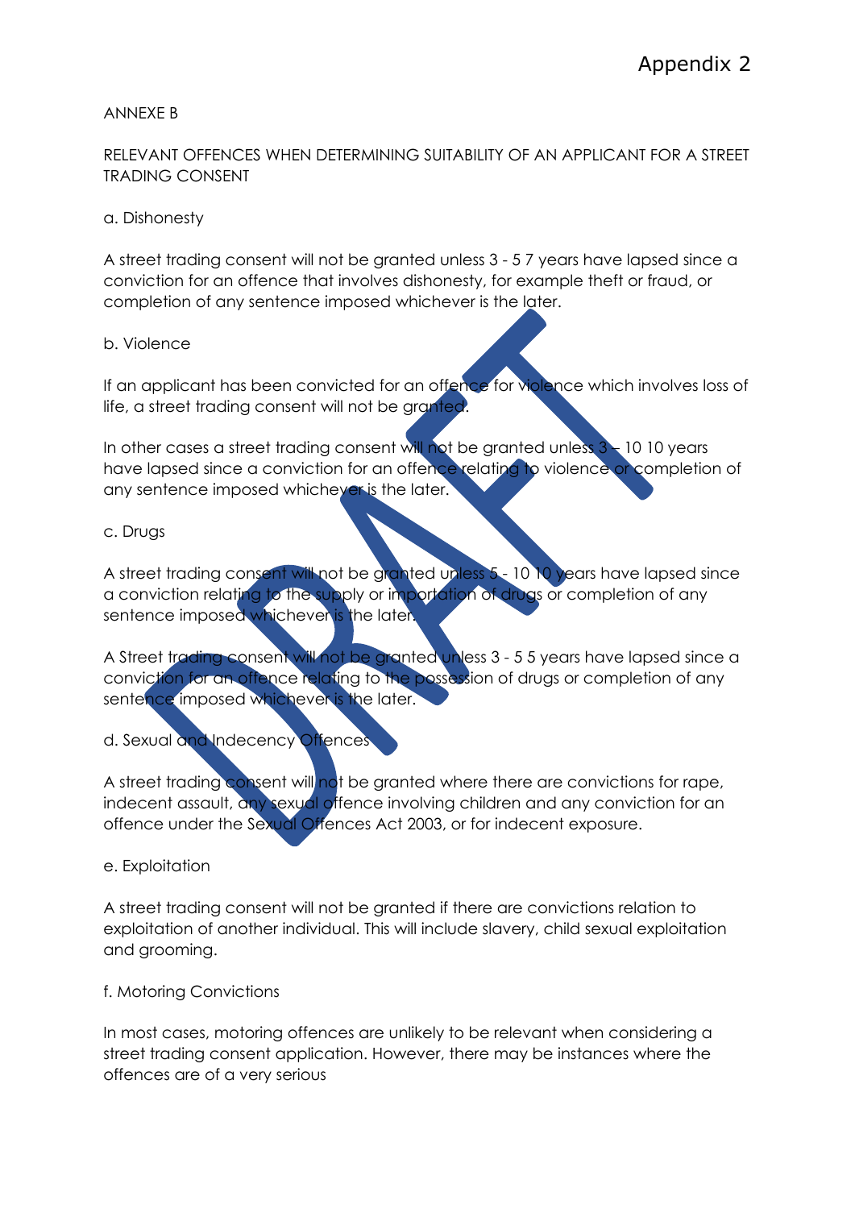ANNEXE B

RELEVANT OFFENCES WHEN DETERMINING SUITABILITY OF AN APPLICANT FOR A STREET TRADING CONSENT

a. Dishonesty

A street trading consent will not be granted unless 3 - 5 7 years have lapsed since a conviction for an offence that involves dishonesty, for example theft or fraud, or completion of any sentence imposed whichever is the later.

b. Violence

If an applicant has been convicted for an offence for violence which involves loss of life, a street trading consent will not be granted.

In other cases a street trading consent will not be granted unless 3 – 10 10 years have lapsed since a conviction for an offence relating to violence or completion of any sentence imposed whichever is the later.

c. Drugs

A street trading consent will not be granted unless 5 - 10 10 years have lapsed since a conviction relating to the supply or importation of drugs or completion of any sentence imposed whichever is the later.

A Street trading consent will not be granted unless 3 - 5 5 years have lapsed since a conviction for an offence relating to the possession of drugs or completion of any sentence imposed whichever is the later.

d. Sexual and Indecency Offences

A street trading consent will not be granted where there are convictions for rape, indecent assault, any sexual offence involving children and any conviction for an offence under the Sexual Offences Act 2003, or for indecent exposure.

e. Exploitation

A street trading consent will not be granted if there are convictions relation to exploitation of another individual. This will include slavery, child sexual exploitation and grooming.

f. Motoring Convictions

In most cases, motoring offences are unlikely to be relevant when considering a street trading consent application. However, there may be instances where the offences are of a very serious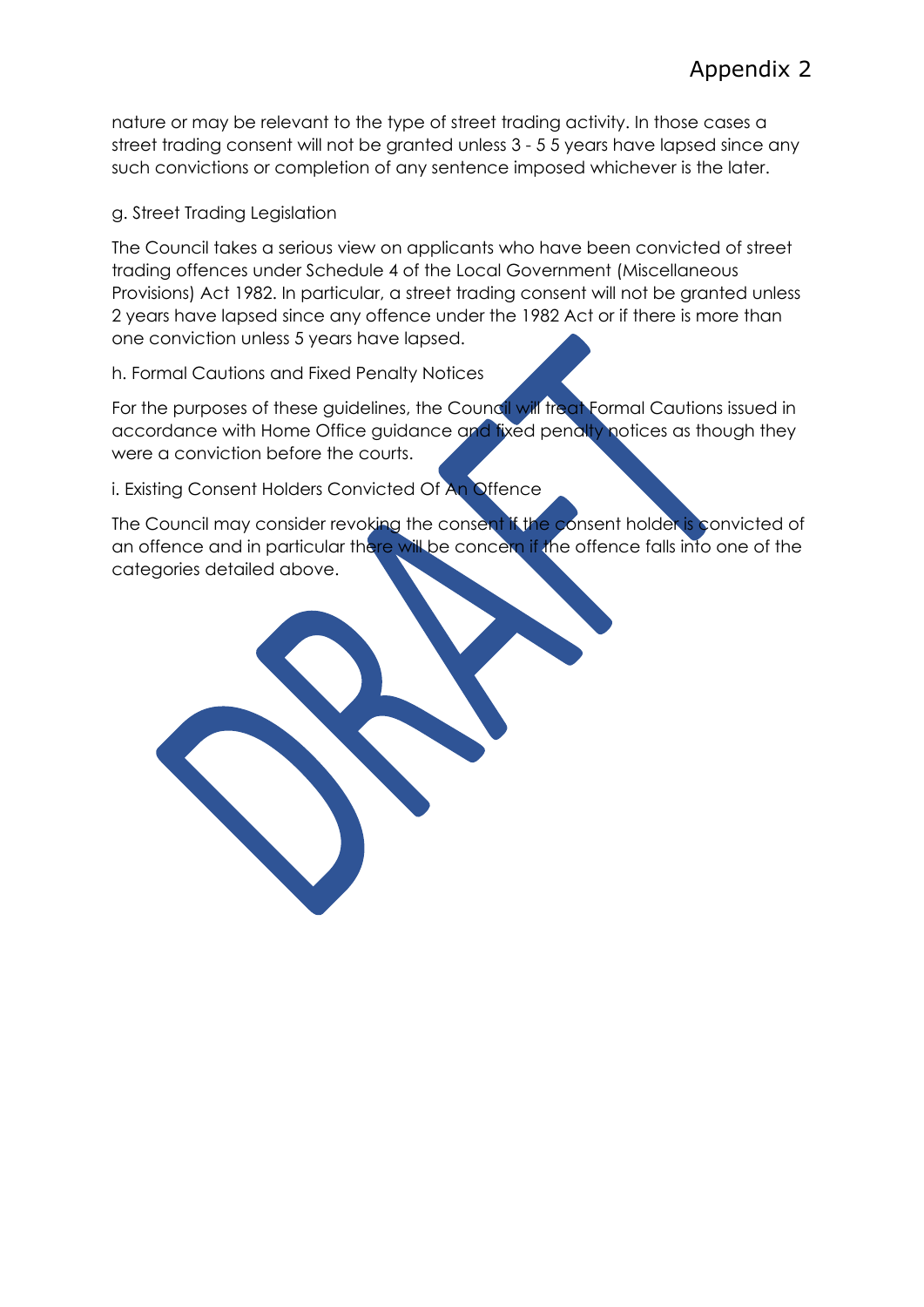nature or may be relevant to the type of street trading activity. In those cases a street trading consent will not be granted unless 3 - 5 5 years have lapsed since any such convictions or completion of any sentence imposed whichever is the later.

g. Street Trading Legislation

The Council takes a serious view on applicants who have been convicted of street trading offences under Schedule 4 of the Local Government (Miscellaneous Provisions) Act 1982. In particular, a street trading consent will not be granted unless 2 years have lapsed since any offence under the 1982 Act or if there is more than one conviction unless 5 years have lapsed.

h. Formal Cautions and Fixed Penalty Notices

For the purposes of these guidelines, the Council will treat Formal Cautions issued in accordance with Home Office guidance and fixed penalty notices as though they were a conviction before the courts.

i. Existing Consent Holders Convicted Of An Offence

The Council may consider revoking the consent if the consent holder is convicted of an offence and in particular there will be concern if the offence falls into one of the categories detailed above.